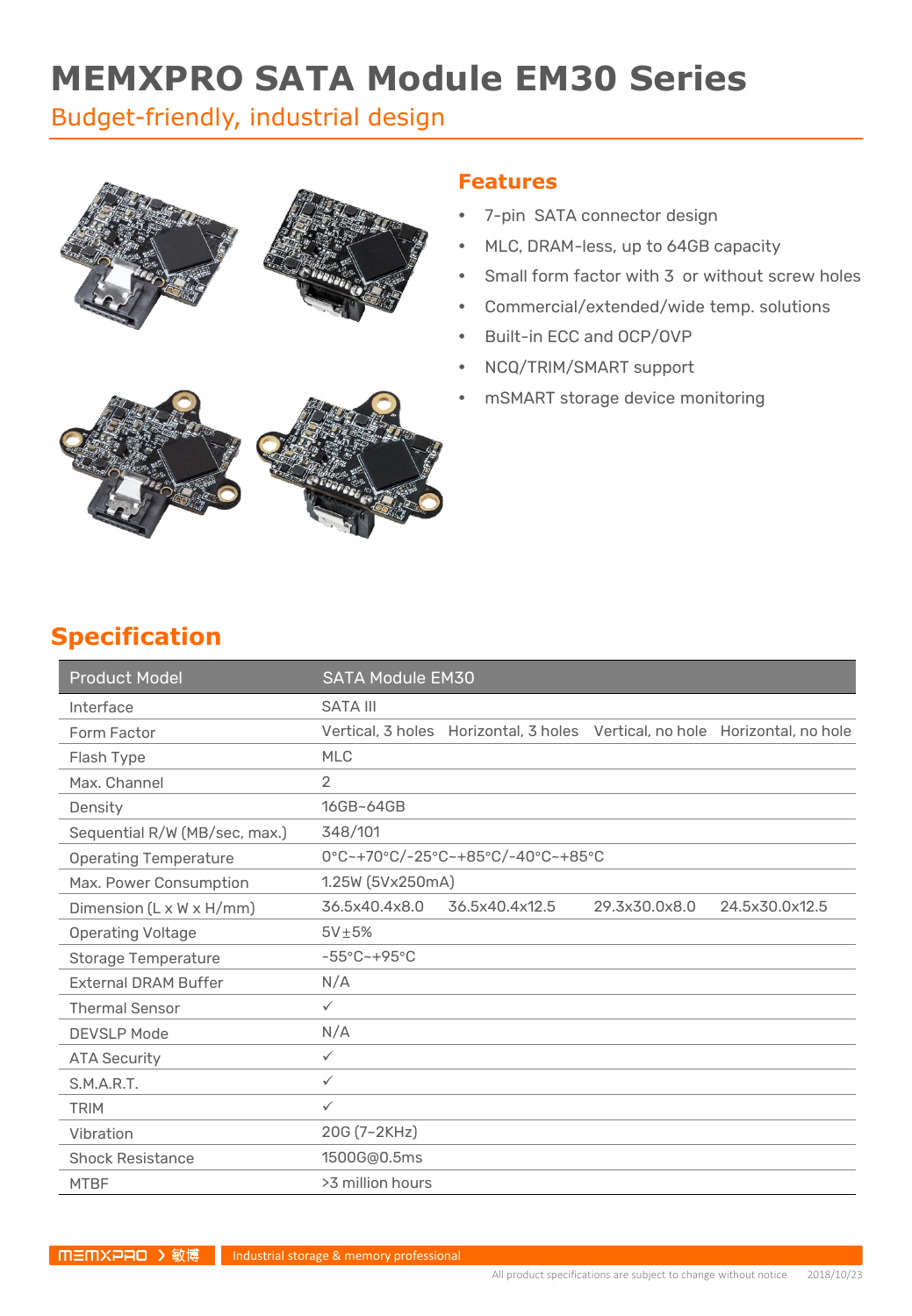# MEMXPRO SATA Module EM30 Series

Budget-friendly, industrial design

## Features

- 7-pin SATA connector design
- MLC, DRAM-less, up to 64GB capacity
- Small form factor with 3 or without screw holes
- Commercial/extended/wide temp. solutions
- Built-in ECC and OCP/OVP
- NCQ/TRIM/SMART support
- mSMART storage device monitoring

## Specification

| Product Model | SATA Module EM30 | | | |
|---|---|---|---|---|
| Interface | SATA III | | | |
| Form Factor | Vertical, 3 holes | Horizontal, 3 holes | Vertical, no hole | Horizontal, no hole |
| Flash Type | MLC | | | |
| Max. Channel | 2 | | | |
| Density | 16GB~64GB | | | |
| Sequential R/W (MB/sec, max.) | 348/101 | | | |
| Operating Temperature | 0°C~+70°C/-25°C~+85°C/-40°C~+85°C | | | |
| Max. Power Consumption | 1.25W (5Vx250mA) | | | |
| Dimension (L x W x H/mm) | 36.5x40.4x8.0 | 36.5x40.4x12.5 | 29.3x30.0x8.0 | 24.5x30.0x12.5 |
| Operating Voltage | 5V±5% | | | |
| Storage Temperature | -55°C~+95°C | | | |
| External DRAM Buffer | N/A | | | |
| Thermal Sensor | ✓ | | | |
| DEVSLP Mode | N/A | | | |
| ATA Security | ✓ | | | |
| S.M.A.R.T. | ✓ | | | |
| TRIM | ✓ | | | |
| Vibration | 20G (7~2KHz) | | | |
| Shock Resistance | 1500G@0.5ms | | | |
| MTBF | >3 million hours | | | |

MEMXPRO 敏博 Industrial storage & memory professional

All product specifications are subject to change without notice 2018/10/23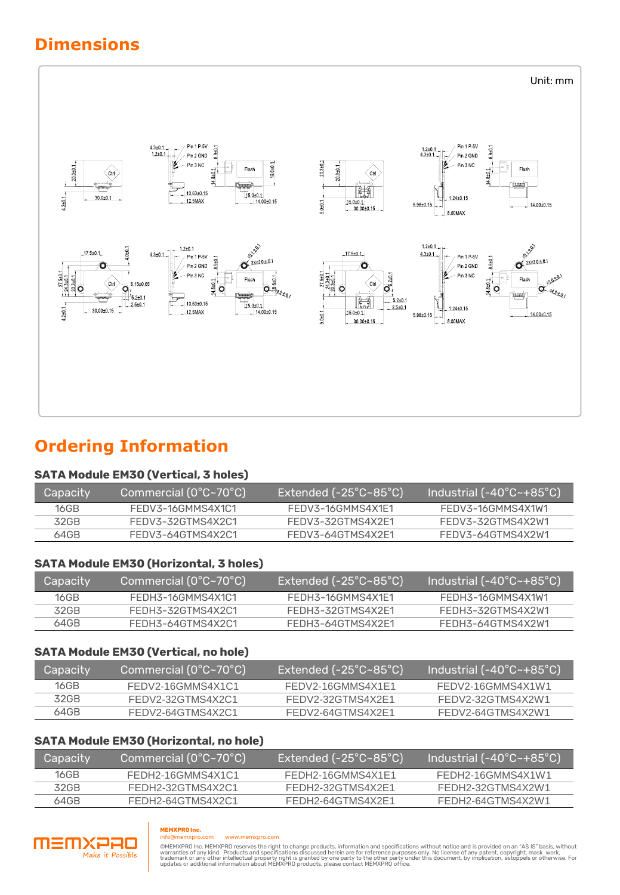## Dimensions

Unit: mm

## Ordering Information

### SATA Module EM30 (Vertical, 3 holes)

| Capacity | Commercial (0°C~70°C) | Extended (-25°C~85°C) | Industrial (-40°C~+85°C) |
|---|---|---|---|
| 16GB | FEDV3-16GMMS4X1C1 | FEDV3-16GMMS4X1E1 | FEDV3-16GMMS4X1W1 |
| 32GB | FEDV3-32GTMS4X2C1 | FEDV3-32GTMS4X2E1 | FEDV3-32GTMS4X2W1 |
| 64GB | FEDV3-64GTMS4X2C1 | FEDV3-64GTMS4X2E1 | FEDV3-64GTMS4X2W1 |

### SATA Module EM30 (Horizontal, 3 holes)

| Capacity | Commercial (0°C~70°C) | Extended (-25°C~85°C) | Industrial (-40°C~+85°C) |
|---|---|---|---|
| 16GB | FEDH3-16GMMS4X1C1 | FEDH3-16GMMS4X1E1 | FEDH3-16GMMS4X1W1 |
| 32GB | FEDH3-32GTMS4X2C1 | FEDH3-32GTMS4X2E1 | FEDH3-32GTMS4X2W1 |
| 64GB | FEDH3-64GTMS4X2C1 | FEDH3-64GTMS4X2E1 | FEDH3-64GTMS4X2W1 |

### SATA Module EM30 (Vertical, no hole)

| Capacity | Commercial (0°C~70°C) | Extended (-25°C~85°C) | Industrial (-40°C~+85°C) |
|---|---|---|---|
| 16GB | FEDV2-16GMMS4X1C1 | FEDV2-16GMMS4X1E1 | FEDV2-16GMMS4X1W1 |
| 32GB | FEDV2-32GTMS4X2C1 | FEDV2-32GTMS4X2E1 | FEDV2-32GTMS4X2W1 |
| 64GB | FEDV2-64GTMS4X2C1 | FEDV2-64GTMS4X2E1 | FEDV2-64GTMS4X2W1 |

### SATA Module EM30 (Horizontal, no hole)

| Capacity | Commercial (0°C~70°C) | Extended (-25°C~85°C) | Industrial (-40°C~+85°C) |
|---|---|---|---|
| 16GB | FEDH2-16GMMS4X1C1 | FEDH2-16GMMS4X1E1 | FEDH2-16GMMS4X1W1 |
| 32GB | FEDH2-32GTMS4X2C1 | FEDH2-32GTMS4X2E1 | FEDH2-32GTMS4X2W1 |
| 64GB | FEDH2-64GTMS4X2C1 | FEDH2-64GTMS4X2E1 | FEDH2-64GTMS4X2W1 |

**MEMXPRO Inc.**
info@memxpro.com www.memxpro.com

©MEMXPRO Inc. MEMXPRO reserves the right to change products, information and specifications without notice and is provided on an "AS IS" basis, without warranties of any kind. Products and specifications discussed herein are for reference purposes only. No license of any patent, copyright, mask work, trademark or any other intellectual property right is granted by one party to the other party under this document, by implication, estoppels or otherwise. For updates or additional information about MEMXPRO products, please contact MEMXPRO office.